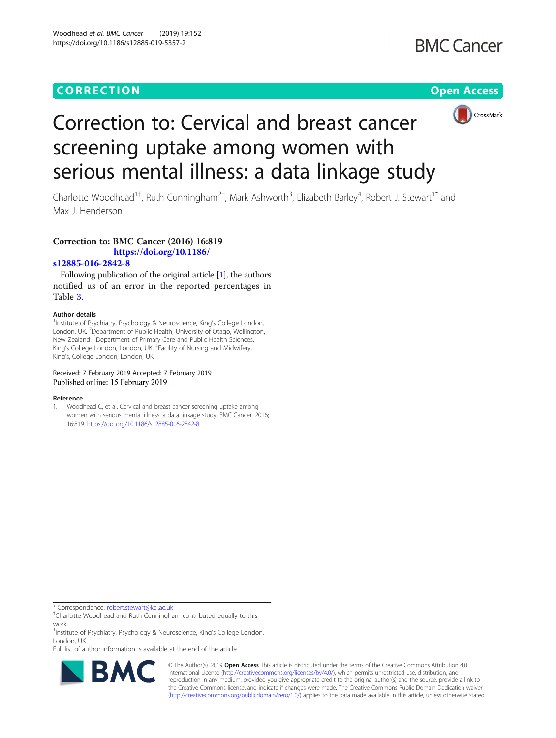CORRECTION

Open Access

# Correction to: Cervical and breast cancer screening uptake among women with serious mental illness: a data linkage study

Charlotte Woodhead[1†], Ruth Cunningham[2†], Mark Ashworth[3], Elizabeth Barley[4], Robert J. Stewart[1*] and Max J. Henderson[1]

**Correction to: BMC Cancer (2016) 16:819 https://doi.org/10.1186/s12885-016-2842-8**

Following publication of the original article [1], the authors notified us of an error in the reported percentages in Table 3.

### Author details

[1]Institute of Psychiatry, Psychology & Neuroscience, King's College London, London, UK. [2]Department of Public Health, University of Otago, Wellington, New Zealand. [3]Department of Primary Care and Public Health Sciences, King's College London, London, UK. [4]Facility of Nursing and Midwifery, King's, College London, London, UK.

Received: 7 February 2019 Accepted: 7 February 2019
Published online: 15 February 2019

### Reference

1. Woodhead C, et al. Cervical and breast cancer screening uptake among women with serious mental illness: a data linkage study. BMC Cancer. 2016; 16:819. https://doi.org/10.1186/s12885-016-2842-8.

* Correspondence: robert.stewart@kcl.ac.uk
†Charlotte Woodhead and Ruth Cunningham contributed equally to this work.
[1]Institute of Psychiatry, Psychology & Neuroscience, King's College London, London, UK
Full list of author information is available at the end of the article

© The Author(s). 2019 **Open Access** This article is distributed under the terms of the Creative Commons Attribution 4.0 International License (http://creativecommons.org/licenses/by/4.0/), which permits unrestricted use, distribution, and reproduction in any medium, provided you give appropriate credit to the original author(s) and the source, provide a link to the Creative Commons license, and indicate if changes were made. The Creative Commons Public Domain Dedication waiver (http://creativecommons.org/publicdomain/zero/1.0/) applies to the data made available in this article, unless otherwise stated.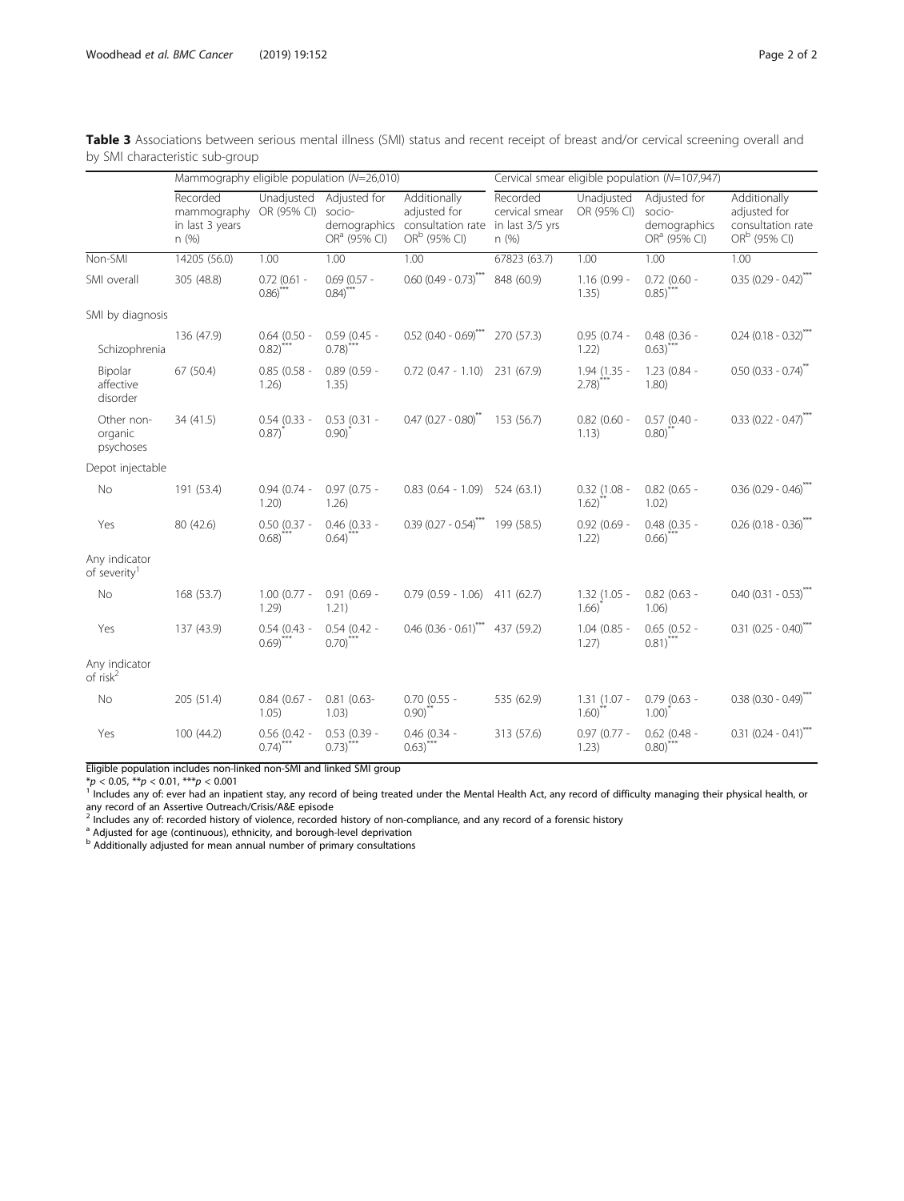**Table 3** Associations between serious mental illness (SMI) status and recent receipt of breast and/or cervical screening overall and by SMI characteristic sub-group

| | Mammography eligible population (*N*=26,010) | | | | Cervical smear eligible population (*N*=107,947) | | | |
|---|---|---|---|---|---|---|---|---|
| | Recorded mammography in last 3 years n (%) | Unadjusted OR (95% CI) | Adjusted for socio-demographics OR[a] (95% CI) | Additionally adjusted for consultation rate OR[b] (95% CI) | Recorded cervical smear in last 3/5 yrs n (%) | Unadjusted OR (95% CI) | Adjusted for socio-demographics OR[a] (95% CI) | Additionally adjusted for consultation rate OR[b] (95% CI) |
| Non-SMI | 14205 (56.0) | 1.00 | 1.00 | 1.00 | 67823 (63.7) | 1.00 | 1.00 | 1.00 |
| SMI overall | 305 (48.8) | 0.72 (0.61 - 0.86)*** | 0.69 (0.57 - 0.84)*** | 0.60 (0.49 - 0.73)*** | 848 (60.9) | 1.16 (0.99 - 1.35) | 0.72 (0.60 - 0.85)*** | 0.35 (0.29 - 0.42)*** |
| SMI by diagnosis | | | | | | | | |
| Schizophrenia | 136 (47.9) | 0.64 (0.50 - 0.82)*** | 0.59 (0.45 - 0.78)*** | 0.52 (0.40 - 0.69)*** | 270 (57.3) | 0.95 (0.74 - 1.22) | 0.48 (0.36 - 0.63)*** | 0.24 (0.18 - 0.32)*** |
| Bipolar affective disorder | 67 (50.4) | 0.85 (0.58 - 1.26) | 0.89 (0.59 - 1.35) | 0.72 (0.47 - 1.10) | 231 (67.9) | 1.94 (1.35 - 2.78)*** | 1.23 (0.84 - 1.80) | 0.50 (0.33 - 0.74)** |
| Other non-organic psychoses | 34 (41.5) | 0.54 (0.33 - 0.87)* | 0.53 (0.31 - 0.90)* | 0.47 (0.27 - 0.80)** | 153 (56.7) | 0.82 (0.60 - 1.13) | 0.57 (0.40 - 0.80)** | 0.33 (0.22 - 0.47)*** |
| Depot injectable | | | | | | | | |
| No | 191 (53.4) | 0.94 (0.74 - 1.20) | 0.97 (0.75 - 1.26) | 0.83 (0.64 - 1.09) | 524 (63.1) | 0.32 (1.08 - 1.62)** | 0.82 (0.65 - 1.02) | 0.36 (0.29 - 0.46)*** |
| Yes | 80 (42.6) | 0.50 (0.37 - 0.68)*** | 0.46 (0.33 - 0.64)*** | 0.39 (0.27 - 0.54)*** | 199 (58.5) | 0.92 (0.69 - 1.22) | 0.48 (0.35 - 0.66)*** | 0.26 (0.18 - 0.36)*** |
| Any indicator of severity[1] | | | | | | | | |
| No | 168 (53.7) | 1.00 (0.77 - 1.29) | 0.91 (0.69 - 1.21) | 0.79 (0.59 - 1.06) | 411 (62.7) | 1.32 (1.05 - 1.66)* | 0.82 (0.63 - 1.06) | 0.40 (0.31 - 0.53)*** |
| Yes | 137 (43.9) | 0.54 (0.43 - 0.69)*** | 0.54 (0.42 - 0.70)*** | 0.46 (0.36 - 0.61)*** | 437 (59.2) | 1.04 (0.85 - 1.27) | 0.65 (0.52 - 0.81)*** | 0.31 (0.25 - 0.40)*** |
| Any indicator of risk[2] | | | | | | | | |
| No | 205 (51.4) | 0.84 (0.67 - 1.05) | 0.81 (0.63- 1.03) | 0.70 (0.55 - 0.90)** | 535 (62.9) | 1.31 (1.07 - 1.60)** | 0.79 (0.63 - 1.00)* | 0.38 (0.30 - 0.49)*** |
| Yes | 100 (44.2) | 0.56 (0.42 - 0.74)*** | 0.53 (0.39 - 0.73)*** | 0.46 (0.34 - 0.63)*** | 313 (57.6) | 0.97 (0.77 - 1.23) | 0.62 (0.48 - 0.80)*** | 0.31 (0.24 - 0.41)*** |

Eligible population includes non-linked non-SMI and linked SMI group

*$p < 0.05$, **$p < 0.01$, ***$p < 0.001$

[1] Includes any of: ever had an inpatient stay, any record of being treated under the Mental Health Act, any record of difficulty managing their physical health, or any record of an Assertive Outreach/Crisis/A&E episode

[2] Includes any of: recorded history of violence, recorded history of non-compliance, and any record of a forensic history

[a] Adjusted for age (continuous), ethnicity, and borough-level deprivation

[b] Additionally adjusted for mean annual number of primary consultations